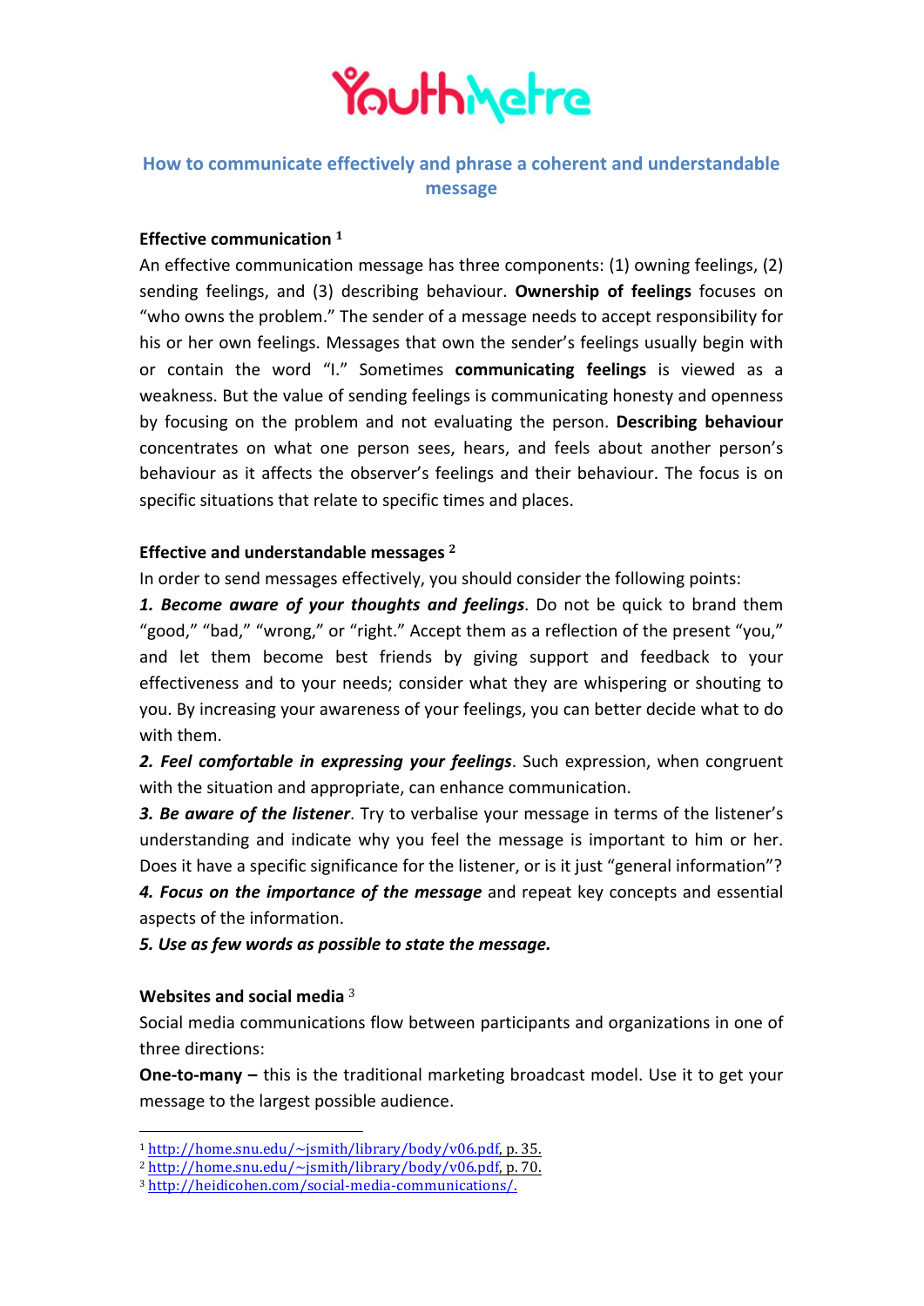YouthMetre

## How to communicate effectively and phrase a coherent and understandable message

### Effective communication [1]

An effective communication message has three components: (1) owning feelings, (2) sending feelings, and (3) describing behaviour. **Ownership of feelings** focuses on "who owns the problem." The sender of a message needs to accept responsibility for his or her own feelings. Messages that own the sender's feelings usually begin with or contain the word "I." Sometimes **communicating feelings** is viewed as a weakness. But the value of sending feelings is communicating honesty and openness by focusing on the problem and not evaluating the person. **Describing behaviour** concentrates on what one person sees, hears, and feels about another person's behaviour as it affects the observer's feelings and their behaviour. The focus is on specific situations that relate to specific times and places.

### Effective and understandable messages [2]

In order to send messages effectively, you should consider the following points:

***1. Become aware of your thoughts and feelings***. Do not be quick to brand them "good," "bad," "wrong," or "right." Accept them as a reflection of the present "you," and let them become best friends by giving support and feedback to your effectiveness and to your needs; consider what they are whispering or shouting to you. By increasing your awareness of your feelings, you can better decide what to do with them.

***2. Feel comfortable in expressing your feelings***. Such expression, when congruent with the situation and appropriate, can enhance communication.

***3. Be aware of the listener***. Try to verbalise your message in terms of the listener's understanding and indicate why you feel the message is important to him or her. Does it have a specific significance for the listener, or is it just "general information"?

***4. Focus on the importance of the message*** and repeat key concepts and essential aspects of the information.

***5. Use as few words as possible to state the message.***

### Websites and social media [3]

Social media communications flow between participants and organizations in one of three directions:

**One-to-many –** this is the traditional marketing broadcast model. Use it to get your message to the largest possible audience.

---

[1] http://home.snu.edu/~jsmith/library/body/v06.pdf, p. 35.

[2] http://home.snu.edu/~jsmith/library/body/v06.pdf, p. 70.

[3] http://heidicohen.com/social-media-communications/.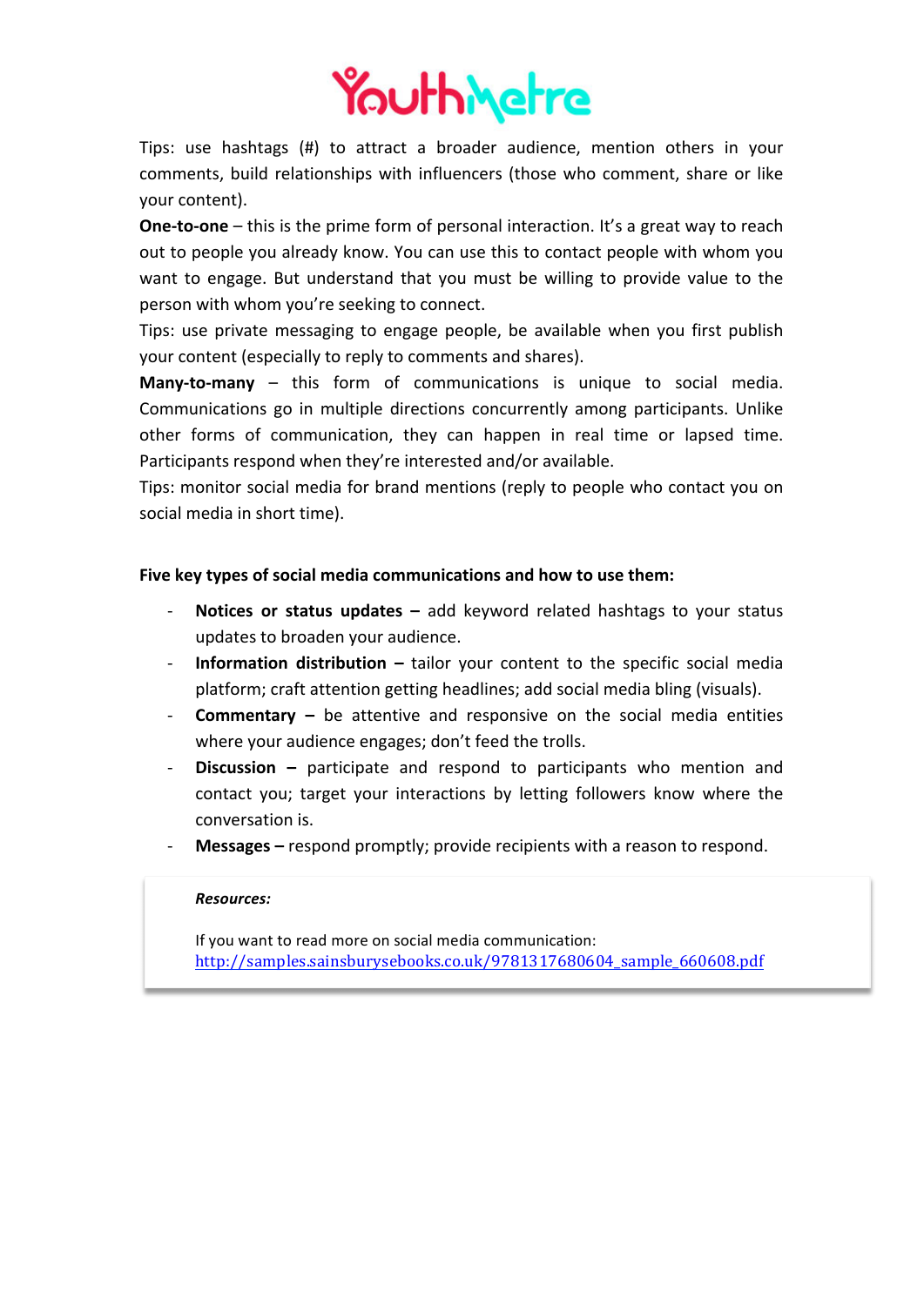Tips: use hashtags (#) to attract a broader audience, mention others in your comments, build relationships with influencers (those who comment, share or like your content).

**One-to-one** – this is the prime form of personal interaction. It's a great way to reach out to people you already know. You can use this to contact people with whom you want to engage. But understand that you must be willing to provide value to the person with whom you're seeking to connect.

Tips: use private messaging to engage people, be available when you first publish your content (especially to reply to comments and shares).

**Many-to-many** – this form of communications is unique to social media. Communications go in multiple directions concurrently among participants. Unlike other forms of communication, they can happen in real time or lapsed time. Participants respond when they're interested and/or available.

Tips: monitor social media for brand mentions (reply to people who contact you on social media in short time).

**Five key types of social media communications and how to use them:**

- **Notices or status updates –** add keyword related hashtags to your status updates to broaden your audience.
- **Information distribution –** tailor your content to the specific social media platform; craft attention getting headlines; add social media bling (visuals).
- **Commentary –** be attentive and responsive on the social media entities where your audience engages; don't feed the trolls.
- **Discussion –** participate and respond to participants who mention and contact you; target your interactions by letting followers know where the conversation is.
- **Messages –** respond promptly; provide recipients with a reason to respond.

***Resources:***

If you want to read more on social media communication: [http://samples.sainsburysebooks.co.uk/9781317680604_sample_660608.pdf](http://samples.sainsburysebooks.co.uk/9781317680604_sample_660608.pdf)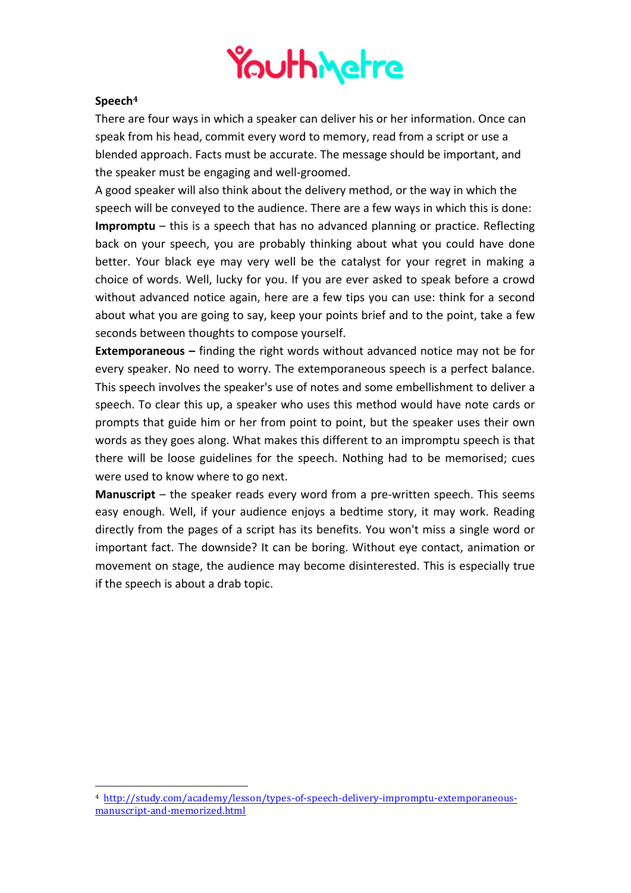**Speech**[4]

There are four ways in which a speaker can deliver his or her information. Once can speak from his head, commit every word to memory, read from a script or use a blended approach. Facts must be accurate. The message should be important, and the speaker must be engaging and well-groomed.

A good speaker will also think about the delivery method, or the way in which the speech will be conveyed to the audience. There are a few ways in which this is done:

**Impromptu** – this is a speech that has no advanced planning or practice. Reflecting back on your speech, you are probably thinking about what you could have done better. Your black eye may very well be the catalyst for your regret in making a choice of words. Well, lucky for you. If you are ever asked to speak before a crowd without advanced notice again, here are a few tips you can use: think for a second about what you are going to say, keep your points brief and to the point, take a few seconds between thoughts to compose yourself.

**Extemporaneous –** finding the right words without advanced notice may not be for every speaker. No need to worry. The extemporaneous speech is a perfect balance. This speech involves the speaker's use of notes and some embellishment to deliver a speech. To clear this up, a speaker who uses this method would have note cards or prompts that guide him or her from point to point, but the speaker uses their own words as they goes along. What makes this different to an impromptu speech is that there will be loose guidelines for the speech. Nothing had to be memorised; cues were used to know where to go next.

**Manuscript** – the speaker reads every word from a pre-written speech. This seems easy enough. Well, if your audience enjoys a bedtime story, it may work. Reading directly from the pages of a script has its benefits. You won't miss a single word or important fact. The downside? It can be boring. Without eye contact, animation or movement on stage, the audience may become disinterested. This is especially true if the speech is about a drab topic.

[4] http://study.com/academy/lesson/types-of-speech-delivery-impromptu-extemporaneous-manuscript-and-memorized.html